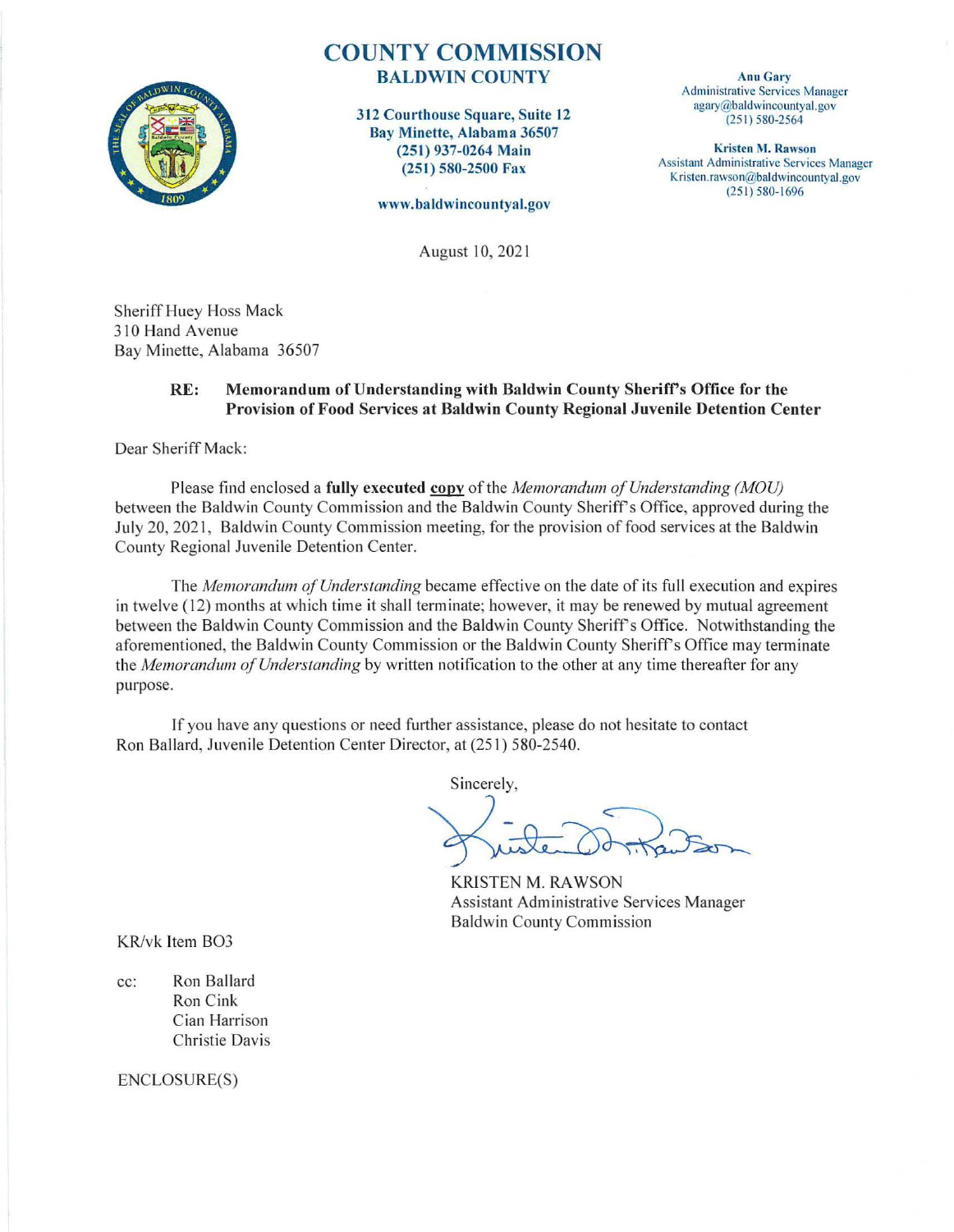# COUNTY COMMISSION
## BALDWIN COUNTY

**312 Courthouse Square, Suite 12**
**Bay Minette, Alabama 36507**
**(251) 937-0264 Main**
**(251) 580-2500 Fax**

**www.baldwincountyal.gov**

**Anu Gary**
Administrative Services Manager
agary@baldwincountyal.gov
(251) 580-2564

**Kristen M. Rawson**
Assistant Administrative Services Manager
Kristen.rawson@baldwincountyal.gov
(251) 580-1696

August 10, 2021

Sheriff Huey Hoss Mack
310 Hand Avenue
Bay Minette, Alabama 36507

**RE: Memorandum of Understanding with Baldwin County Sheriff's Office for the Provision of Food Services at Baldwin County Regional Juvenile Detention Center**

Dear Sheriff Mack:

Please find enclosed a **fully executed <u>copy</u>** of the *Memorandum of Understanding (MOU)* between the Baldwin County Commission and the Baldwin County Sheriff's Office, approved during the July 20, 2021, Baldwin County Commission meeting, for the provision of food services at the Baldwin County Regional Juvenile Detention Center.

The *Memorandum of Understanding* became effective on the date of its full execution and expires in twelve (12) months at which time it shall terminate; however, it may be renewed by mutual agreement between the Baldwin County Commission and the Baldwin County Sheriff's Office. Notwithstanding the aforementioned, the Baldwin County Commission or the Baldwin County Sheriff's Office may terminate the *Memorandum of Understanding* by written notification to the other at any time thereafter for any purpose.

If you have any questions or need further assistance, please do not hesitate to contact Ron Ballard, Juvenile Detention Center Director, at (251) 580-2540.

Sincerely,

KRISTEN M. RAWSON
Assistant Administrative Services Manager
Baldwin County Commission

KR/vk Item BO3

cc: Ron Ballard
Ron Cink
Cian Harrison
Christie Davis

ENCLOSURE(S)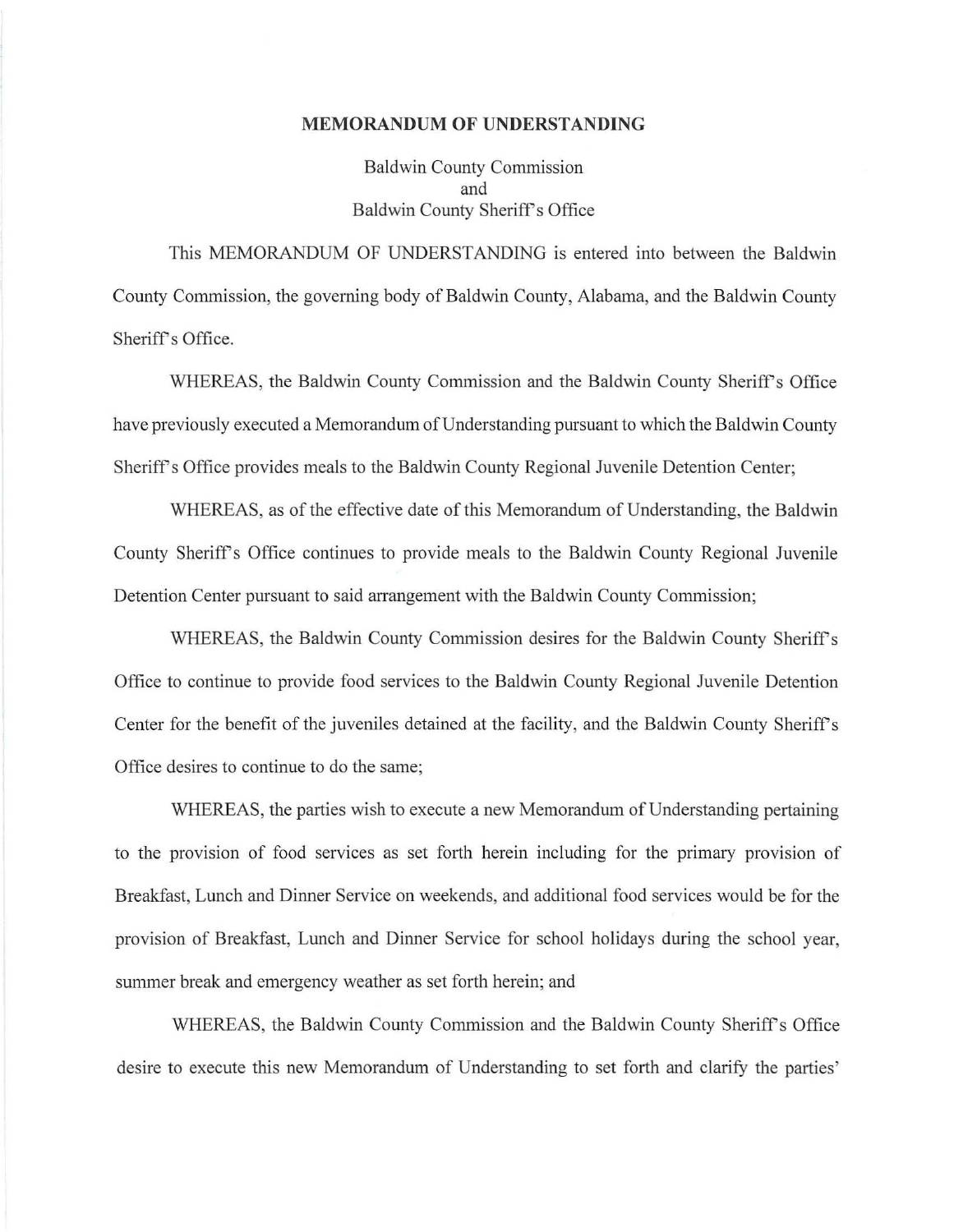**MEMORANDUM OF UNDERSTANDING**

Baldwin County Commission
and
Baldwin County Sheriff's Office

This MEMORANDUM OF UNDERSTANDING is entered into between the Baldwin County Commission, the governing body of Baldwin County, Alabama, and the Baldwin County Sheriff's Office.

WHEREAS, the Baldwin County Commission and the Baldwin County Sheriff's Office have previously executed a Memorandum of Understanding pursuant to which the Baldwin County Sheriff's Office provides meals to the Baldwin County Regional Juvenile Detention Center;

WHEREAS, as of the effective date of this Memorandum of Understanding, the Baldwin County Sheriff's Office continues to provide meals to the Baldwin County Regional Juvenile Detention Center pursuant to said arrangement with the Baldwin County Commission;

WHEREAS, the Baldwin County Commission desires for the Baldwin County Sheriff's Office to continue to provide food services to the Baldwin County Regional Juvenile Detention Center for the benefit of the juveniles detained at the facility, and the Baldwin County Sheriff's Office desires to continue to do the same;

WHEREAS, the parties wish to execute a new Memorandum of Understanding pertaining to the provision of food services as set forth herein including for the primary provision of Breakfast, Lunch and Dinner Service on weekends, and additional food services would be for the provision of Breakfast, Lunch and Dinner Service for school holidays during the school year, summer break and emergency weather as set forth herein; and

WHEREAS, the Baldwin County Commission and the Baldwin County Sheriff's Office desire to execute this new Memorandum of Understanding to set forth and clarify the parties'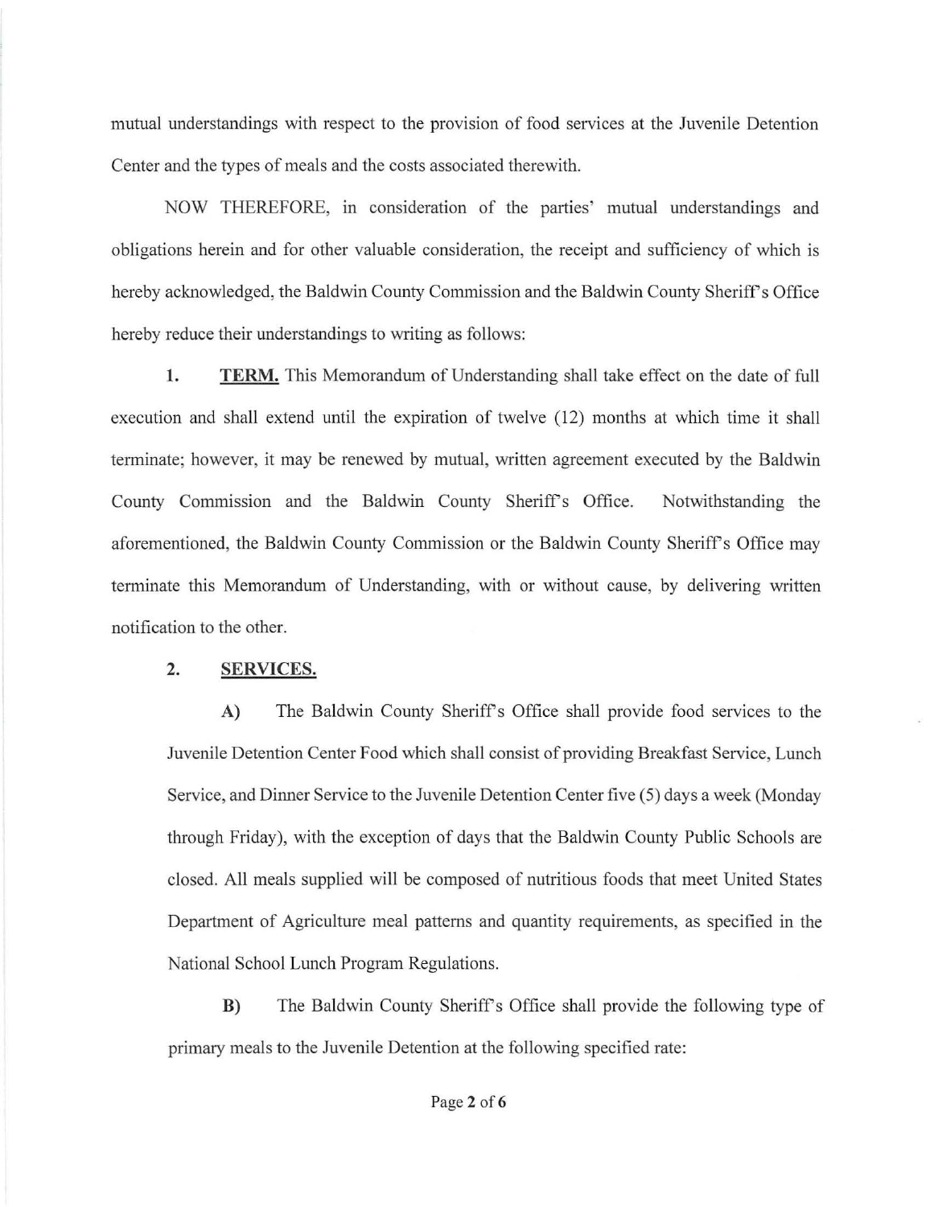mutual understandings with respect to the provision of food services at the Juvenile Detention Center and the types of meals and the costs associated therewith.

NOW THEREFORE, in consideration of the parties' mutual understandings and obligations herein and for other valuable consideration, the receipt and sufficiency of which is hereby acknowledged, the Baldwin County Commission and the Baldwin County Sheriff's Office hereby reduce their understandings to writing as follows:

1. **TERM.** This Memorandum of Understanding shall take effect on the date of full execution and shall extend until the expiration of twelve (12) months at which time it shall terminate; however, it may be renewed by mutual, written agreement executed by the Baldwin County Commission and the Baldwin County Sheriff's Office. Notwithstanding the aforementioned, the Baldwin County Commission or the Baldwin County Sheriff's Office may terminate this Memorandum of Understanding, with or without cause, by delivering written notification to the other.

2. **SERVICES.**

**A)** The Baldwin County Sheriff's Office shall provide food services to the Juvenile Detention Center Food which shall consist of providing Breakfast Service, Lunch Service, and Dinner Service to the Juvenile Detention Center five (5) days a week (Monday through Friday), with the exception of days that the Baldwin County Public Schools are closed. All meals supplied will be composed of nutritious foods that meet United States Department of Agriculture meal patterns and quantity requirements, as specified in the National School Lunch Program Regulations.

**B)** The Baldwin County Sheriff's Office shall provide the following type of primary meals to the Juvenile Detention at the following specified rate: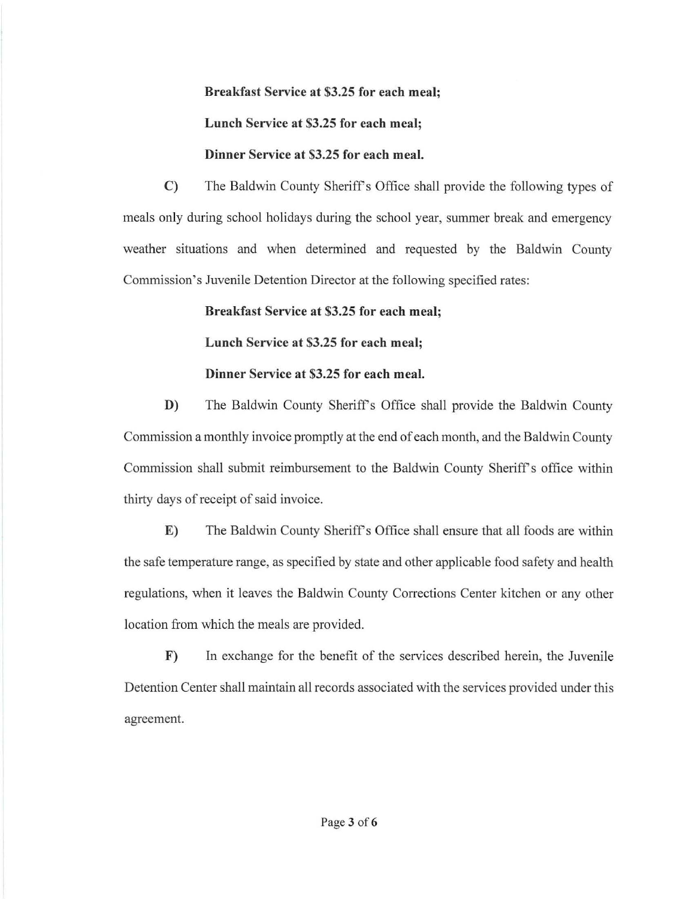**Breakfast Service at $3.25 for each meal;**

**Lunch Service at $3.25 for each meal;**

**Dinner Service at $3.25 for each meal.**

**C)** The Baldwin County Sheriff's Office shall provide the following types of meals only during school holidays during the school year, summer break and emergency weather situations and when determined and requested by the Baldwin County Commission's Juvenile Detention Director at the following specified rates:

**Breakfast Service at $3.25 for each meal;**

**Lunch Service at $3.25 for each meal;**

**Dinner Service at $3.25 for each meal.**

**D)** The Baldwin County Sheriff's Office shall provide the Baldwin County Commission a monthly invoice promptly at the end of each month, and the Baldwin County Commission shall submit reimbursement to the Baldwin County Sheriff's office within thirty days of receipt of said invoice.

**E)** The Baldwin County Sheriff's Office shall ensure that all foods are within the safe temperature range, as specified by state and other applicable food safety and health regulations, when it leaves the Baldwin County Corrections Center kitchen or any other location from which the meals are provided.

**F)** In exchange for the benefit of the services described herein, the Juvenile Detention Center shall maintain all records associated with the services provided under this agreement.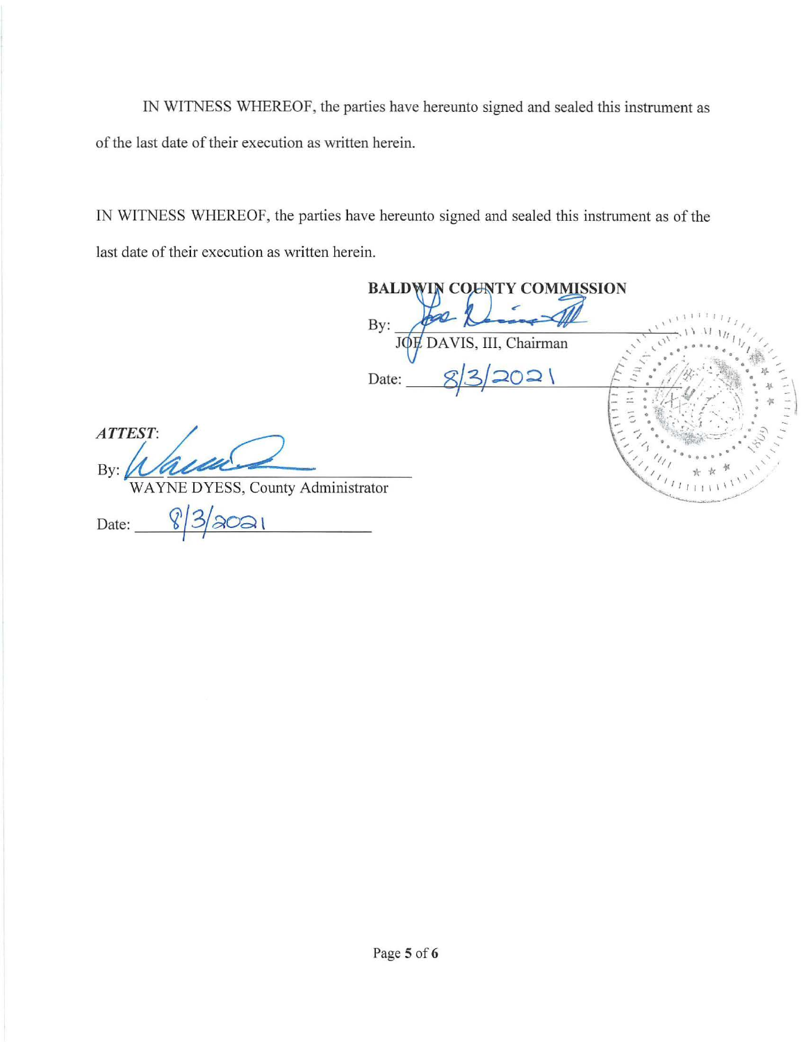IN WITNESS WHEREOF, the parties have hereunto signed and sealed this instrument as of the last date of their execution as written herein.

IN WITNESS WHEREOF, the parties have hereunto signed and sealed this instrument as of the last date of their execution as written herein.

**BALDWIN COUNTY COMMISSION**

By: ______________________________
JOE DAVIS, III, Chairman

Date: 8/3/2021

***ATTEST***:

By: ______________________________
WAYNE DYESS, County Administrator

Date: 8/3/2021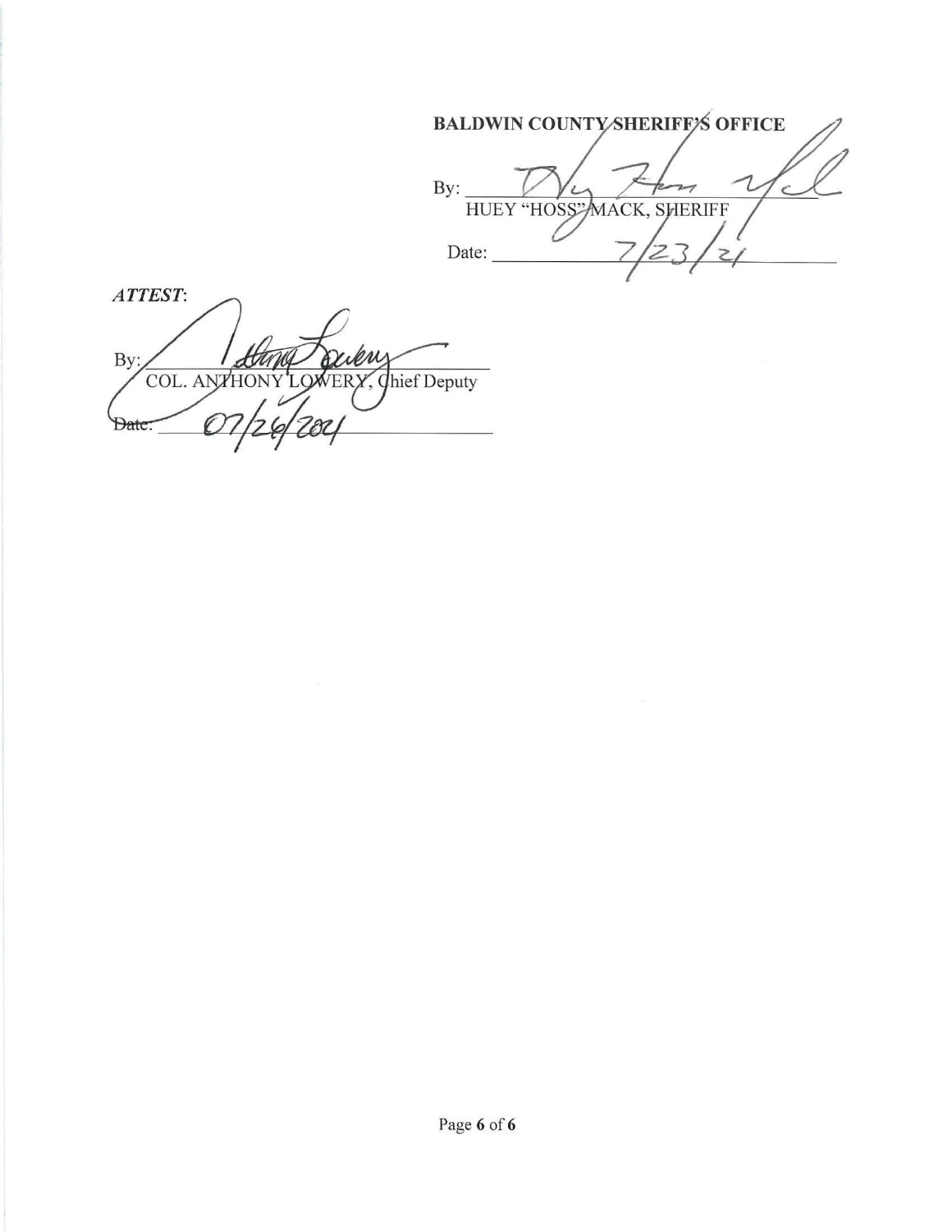**BALDWIN COUNTY SHERIFF'S OFFICE**

By: ______________________________
HUEY "HOSS" MACK, SHERIFF

Date: 7/23/21

***ATTEST***:

By: ______________________________
COL. ANTHONY LOWERY, Chief Deputy

Date: 07/26/2021